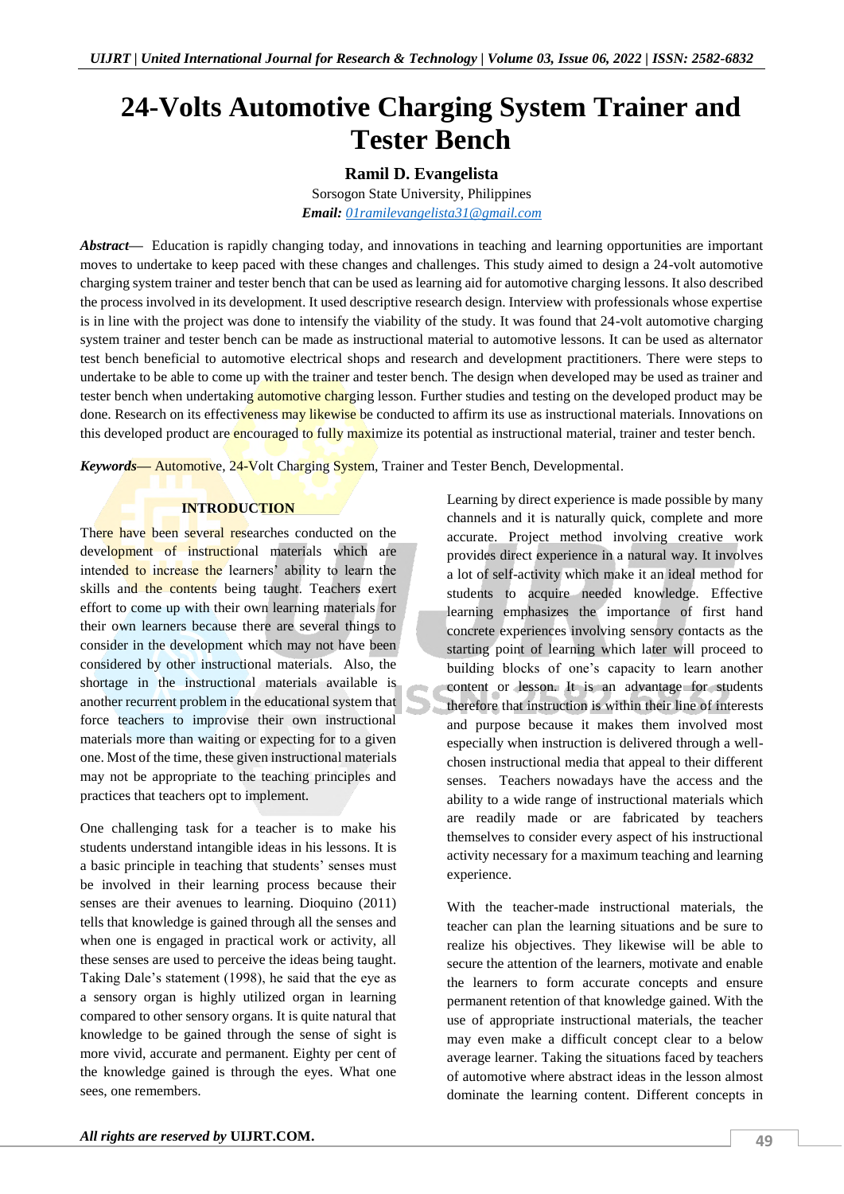# 24-Volts Automotive Charging System Trainer and Tester Bench

**Ramil D. Evangelista**

Sorsogon State University, Philippines

***Email:*** *01ramilevangelista31@gmail.com*

***Abstract*—** Education is rapidly changing today, and innovations in teaching and learning opportunities are important moves to undertake to keep paced with these changes and challenges. This study aimed to design a 24-volt automotive charging system trainer and tester bench that can be used as learning aid for automotive charging lessons. It also described the process involved in its development. It used descriptive research design. Interview with professionals whose expertise is in line with the project was done to intensify the viability of the study. It was found that 24-volt automotive charging system trainer and tester bench can be made as instructional material to automotive lessons. It can be used as alternator test bench beneficial to automotive electrical shops and research and development practitioners. There were steps to undertake to be able to come up with the trainer and tester bench. The design when developed may be used as trainer and tester bench when undertaking automotive charging lesson. Further studies and testing on the developed product may be done. Research on its effectiveness may likewise be conducted to affirm its use as instructional materials. Innovations on this developed product are encouraged to fully maximize its potential as instructional material, trainer and tester bench.

***Keywords*—** Automotive, 24-Volt Charging System, Trainer and Tester Bench, Developmental.

## INTRODUCTION

There have been several researches conducted on the development of instructional materials which are intended to increase the learners' ability to learn the skills and the contents being taught. Teachers exert effort to come up with their own learning materials for their own learners because there are several things to consider in the development which may not have been considered by other instructional materials. Also, the shortage in the instructional materials available is another recurrent problem in the educational system that force teachers to improvise their own instructional materials more than waiting or expecting for to a given one. Most of the time, these given instructional materials may not be appropriate to the teaching principles and practices that teachers opt to implement.

One challenging task for a teacher is to make his students understand intangible ideas in his lessons. It is a basic principle in teaching that students' senses must be involved in their learning process because their senses are their avenues to learning. Dioquino (2011) tells that knowledge is gained through all the senses and when one is engaged in practical work or activity, all these senses are used to perceive the ideas being taught. Taking Dale's statement (1998), he said that the eye as a sensory organ is highly utilized organ in learning compared to other sensory organs. It is quite natural that knowledge to be gained through the sense of sight is more vivid, accurate and permanent. Eighty per cent of the knowledge gained is through the eyes. What one sees, one remembers.

Learning by direct experience is made possible by many channels and it is naturally quick, complete and more accurate. Project method involving creative work provides direct experience in a natural way. It involves a lot of self-activity which make it an ideal method for students to acquire needed knowledge. Effective learning emphasizes the importance of first hand concrete experiences involving sensory contacts as the starting point of learning which later will proceed to building blocks of one's capacity to learn another content or lesson. It is an advantage for students therefore that instruction is within their line of interests and purpose because it makes them involved most especially when instruction is delivered through a well-chosen instructional media that appeal to their different senses. Teachers nowadays have the access and the ability to a wide range of instructional materials which are readily made or are fabricated by teachers themselves to consider every aspect of his instructional activity necessary for a maximum teaching and learning experience.

With the teacher-made instructional materials, the teacher can plan the learning situations and be sure to realize his objectives. They likewise will be able to secure the attention of the learners, motivate and enable the learners to form accurate concepts and ensure permanent retention of that knowledge gained. With the use of appropriate instructional materials, the teacher may even make a difficult concept clear to a below average learner. Taking the situations faced by teachers of automotive where abstract ideas in the lesson almost dominate the learning content. Different concepts in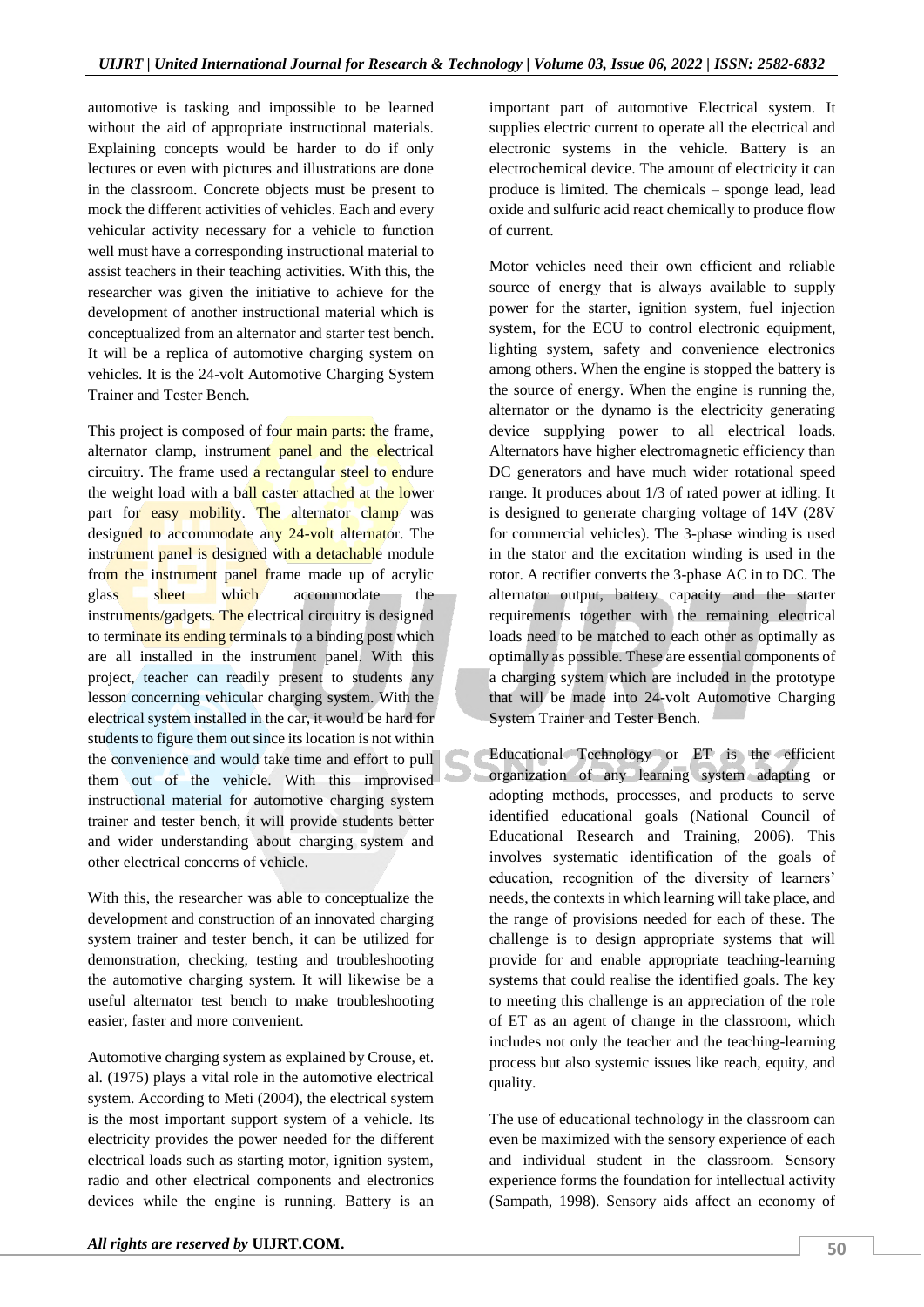automotive is tasking and impossible to be learned without the aid of appropriate instructional materials. Explaining concepts would be harder to do if only lectures or even with pictures and illustrations are done in the classroom. Concrete objects must be present to mock the different activities of vehicles. Each and every vehicular activity necessary for a vehicle to function well must have a corresponding instructional material to assist teachers in their teaching activities. With this, the researcher was given the initiative to achieve for the development of another instructional material which is conceptualized from an alternator and starter test bench. It will be a replica of automotive charging system on vehicles. It is the 24-volt Automotive Charging System Trainer and Tester Bench.

This project is composed of four main parts: the frame, alternator clamp, instrument panel and the electrical circuitry. The frame used a rectangular steel to endure the weight load with a ball caster attached at the lower part for easy mobility. The alternator clamp was designed to accommodate any 24-volt alternator. The instrument panel is designed with a detachable module from the instrument panel frame made up of acrylic glass sheet which accommodate the instruments/gadgets. The electrical circuitry is designed to terminate its ending terminals to a binding post which are all installed in the instrument panel. With this project, teacher can readily present to students any lesson concerning vehicular charging system. With the electrical system installed in the car, it would be hard for students to figure them out since its location is not within the convenience and would take time and effort to pull them out of the vehicle. With this improvised instructional material for automotive charging system trainer and tester bench, it will provide students better and wider understanding about charging system and other electrical concerns of vehicle.

With this, the researcher was able to conceptualize the development and construction of an innovated charging system trainer and tester bench, it can be utilized for demonstration, checking, testing and troubleshooting the automotive charging system. It will likewise be a useful alternator test bench to make troubleshooting easier, faster and more convenient.

Automotive charging system as explained by Crouse, et. al. (1975) plays a vital role in the automotive electrical system. According to Meti (2004), the electrical system is the most important support system of a vehicle. Its electricity provides the power needed for the different electrical loads such as starting motor, ignition system, radio and other electrical components and electronics devices while the engine is running. Battery is an important part of automotive Electrical system. It supplies electric current to operate all the electrical and electronic systems in the vehicle. Battery is an electrochemical device. The amount of electricity it can produce is limited. The chemicals – sponge lead, lead oxide and sulfuric acid react chemically to produce flow of current.

Motor vehicles need their own efficient and reliable source of energy that is always available to supply power for the starter, ignition system, fuel injection system, for the ECU to control electronic equipment, lighting system, safety and convenience electronics among others. When the engine is stopped the battery is the source of energy. When the engine is running the, alternator or the dynamo is the electricity generating device supplying power to all electrical loads. Alternators have higher electromagnetic efficiency than DC generators and have much wider rotational speed range. It produces about 1/3 of rated power at idling. It is designed to generate charging voltage of 14V (28V for commercial vehicles). The 3-phase winding is used in the stator and the excitation winding is used in the rotor. A rectifier converts the 3-phase AC in to DC. The alternator output, battery capacity and the starter requirements together with the remaining electrical loads need to be matched to each other as optimally as optimally as possible. These are essential components of a charging system which are included in the prototype that will be made into 24-volt Automotive Charging System Trainer and Tester Bench.

Educational Technology or ET is the efficient organization of any learning system adapting or adopting methods, processes, and products to serve identified educational goals (National Council of Educational Research and Training, 2006). This involves systematic identification of the goals of education, recognition of the diversity of learners' needs, the contexts in which learning will take place, and the range of provisions needed for each of these. The challenge is to design appropriate systems that will provide for and enable appropriate teaching-learning systems that could realise the identified goals. The key to meeting this challenge is an appreciation of the role of ET as an agent of change in the classroom, which includes not only the teacher and the teaching-learning process but also systemic issues like reach, equity, and quality.

The use of educational technology in the classroom can even be maximized with the sensory experience of each and individual student in the classroom. Sensory experience forms the foundation for intellectual activity (Sampath, 1998). Sensory aids affect an economy of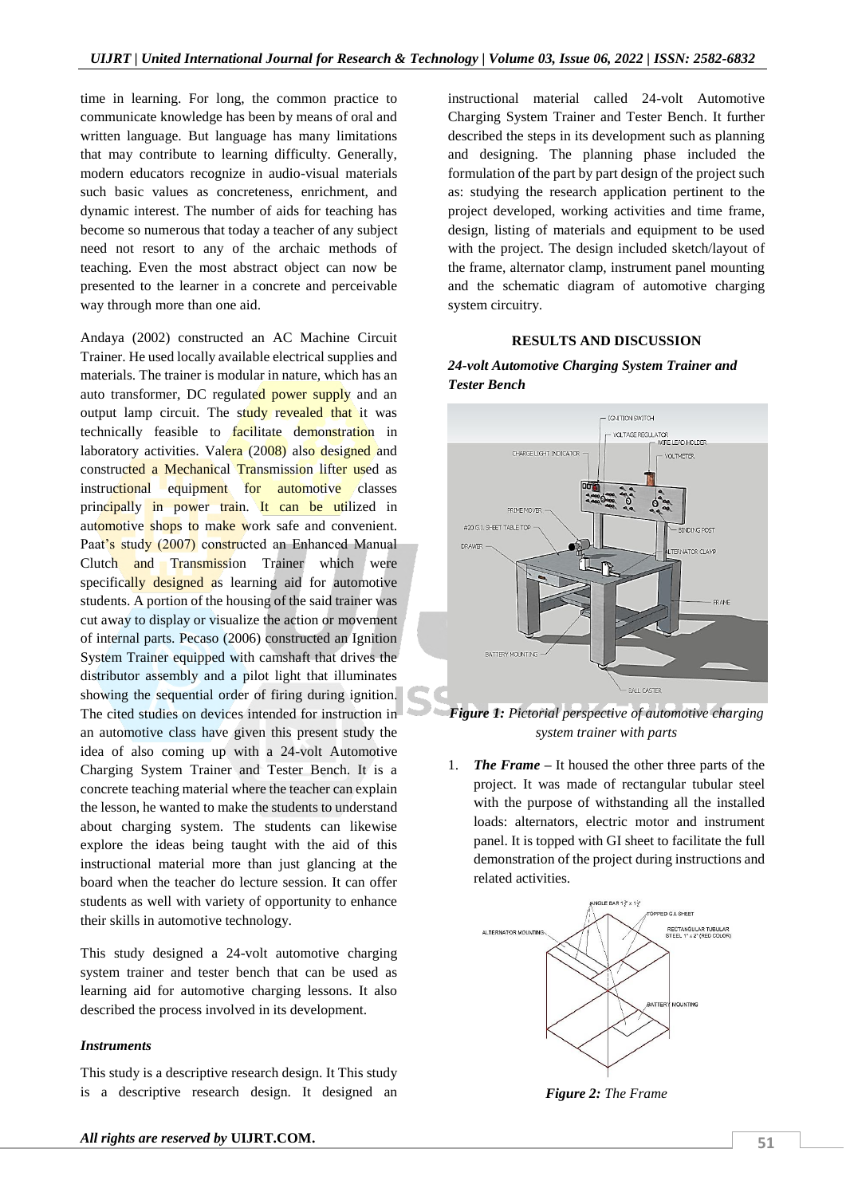time in learning. For long, the common practice to communicate knowledge has been by means of oral and written language. But language has many limitations that may contribute to learning difficulty. Generally, modern educators recognize in audio-visual materials such basic values as concreteness, enrichment, and dynamic interest. The number of aids for teaching has become so numerous that today a teacher of any subject need not resort to any of the archaic methods of teaching. Even the most abstract object can now be presented to the learner in a concrete and perceivable way through more than one aid.

Andaya (2002) constructed an AC Machine Circuit Trainer. He used locally available electrical supplies and materials. The trainer is modular in nature, which has an auto transformer, DC regulated power supply and an output lamp circuit. The study revealed that it was technically feasible to facilitate demonstration in laboratory activities. Valera (2008) also designed and constructed a Mechanical Transmission lifter used as instructional equipment for automotive classes principally in power train. It can be utilized in automotive shops to make work safe and convenient. Paat's study (2007) constructed an Enhanced Manual Clutch and Transmission Trainer which were specifically designed as learning aid for automotive students. A portion of the housing of the said trainer was cut away to display or visualize the action or movement of internal parts. Pecaso (2006) constructed an Ignition System Trainer equipped with camshaft that drives the distributor assembly and a pilot light that illuminates showing the sequential order of firing during ignition. The cited studies on devices intended for instruction in an automotive class have given this present study the idea of also coming up with a 24-volt Automotive Charging System Trainer and Tester Bench. It is a concrete teaching material where the teacher can explain the lesson, he wanted to make the students to understand about charging system. The students can likewise explore the ideas being taught with the aid of this instructional material more than just glancing at the board when the teacher do lecture session. It can offer students as well with variety of opportunity to enhance their skills in automotive technology.

This study designed a 24-volt automotive charging system trainer and tester bench that can be used as learning aid for automotive charging lessons. It also described the process involved in its development.

### *Instruments*

This study is a descriptive research design. It This study is a descriptive research design. It designed an instructional material called 24-volt Automotive Charging System Trainer and Tester Bench. It further described the steps in its development such as planning and designing. The planning phase included the formulation of the part by part design of the project such as: studying the research application pertinent to the project developed, working activities and time frame, design, listing of materials and equipment to be used with the project. The design included sketch/layout of the frame, alternator clamp, instrument panel mounting and the schematic diagram of automotive charging system circuitry.

## RESULTS AND DISCUSSION

### *24-volt Automotive Charging System Trainer and Tester Bench*

***Figure 1:*** *Pictorial perspective of automotive charging system trainer with parts*

1. ***The Frame –*** It housed the other three parts of the project. It was made of rectangular tubular steel with the purpose of withstanding all the installed loads: alternators, electric motor and instrument panel. It is topped with GI sheet to facilitate the full demonstration of the project during instructions and related activities.

***Figure 2:*** *The Frame*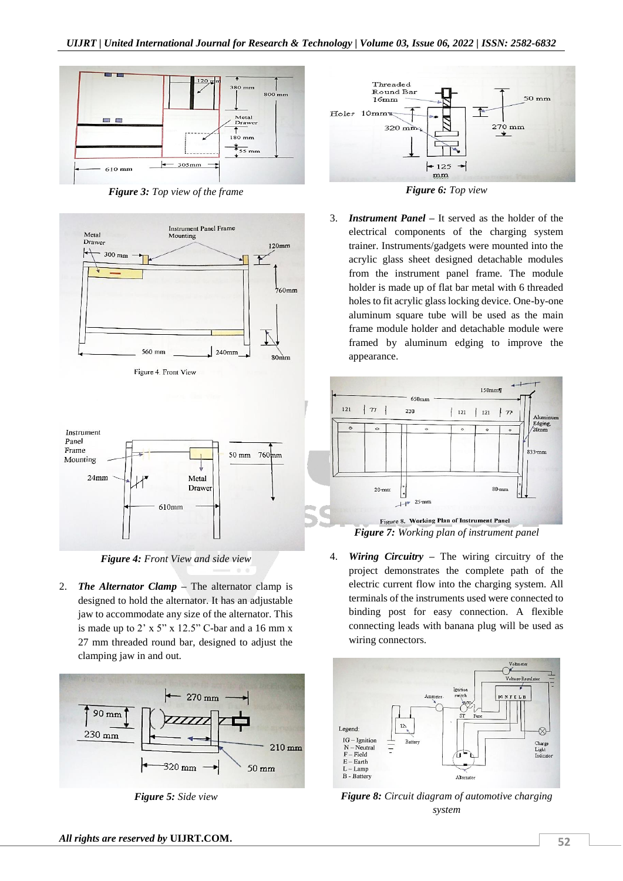*Figure 3: Top view of the frame*

*Figure 4: Front View and side view*

2. ***The Alternator Clamp*** **–** The alternator clamp is designed to hold the alternator. It has an adjustable jaw to accommodate any size of the alternator. This is made up to 2' x 5" x 12.5" C-bar and a 16 mm x 27 mm threaded round bar, designed to adjust the clamping jaw in and out.

*Figure 5: Side view*

*Figure 6: Top view*

3. ***Instrument Panel*** **–** It served as the holder of the electrical components of the charging system trainer. Instruments/gadgets were mounted into the acrylic glass sheet designed detachable modules from the instrument panel frame. The module holder is made up of flat bar metal with 6 threaded holes to fit acrylic glass locking device. One-by-one aluminum square tube will be used as the main frame module holder and detachable module were framed by aluminum edging to improve the appearance.

*Figure 7: Working plan of instrument panel*

4. ***Wiring Circuitry*** **–** The wiring circuitry of the project demonstrates the complete path of the electric current flow into the charging system. All terminals of the instruments used were connected to binding post for easy connection. A flexible connecting leads with banana plug will be used as wiring connectors.

*Figure 8: Circuit diagram of automotive charging system*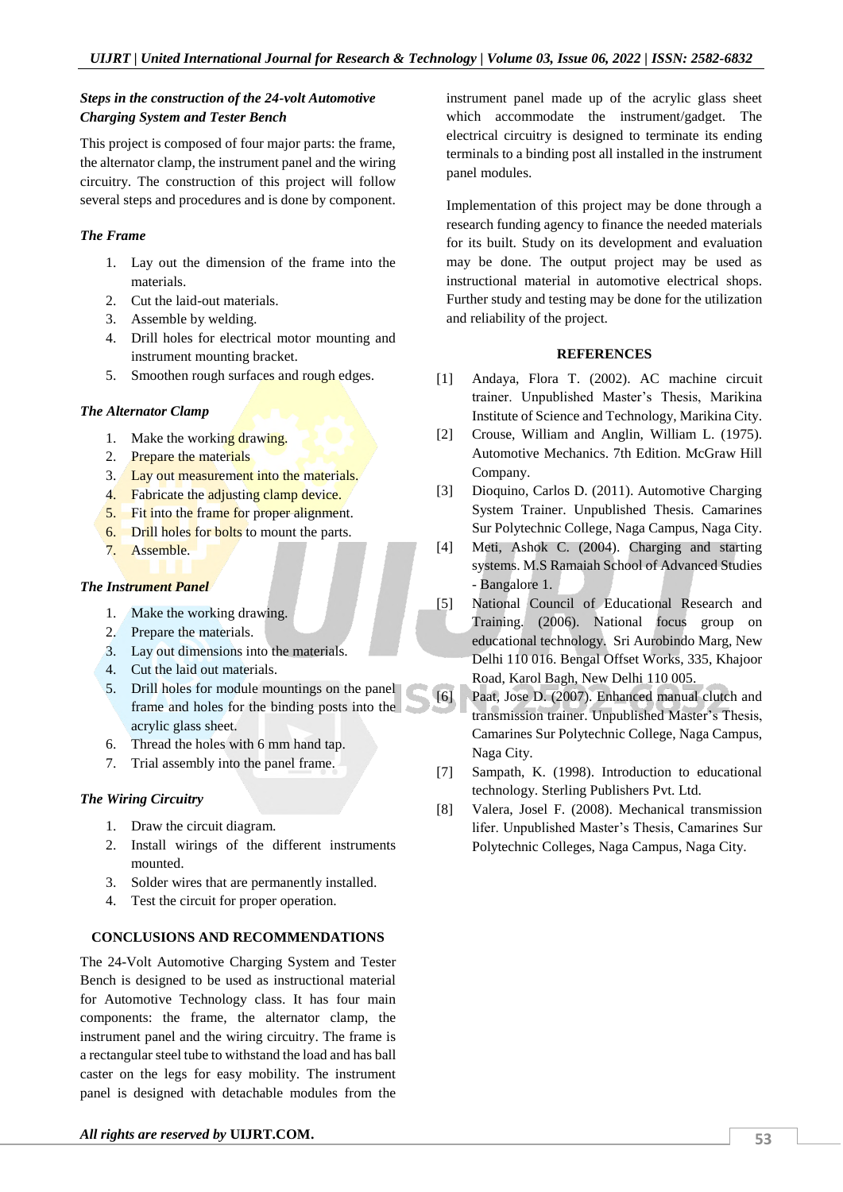*Steps in the construction of the 24-volt Automotive Charging System and Tester Bench*

This project is composed of four major parts: the frame, the alternator clamp, the instrument panel and the wiring circuitry. The construction of this project will follow several steps and procedures and is done by component.

*The Frame*

1. Lay out the dimension of the frame into the materials.
2. Cut the laid-out materials.
3. Assemble by welding.
4. Drill holes for electrical motor mounting and instrument mounting bracket.
5. Smoothen rough surfaces and rough edges.

*The Alternator Clamp*

1. Make the working drawing.
2. Prepare the materials
3. Lay out measurement into the materials.
4. Fabricate the adjusting clamp device.
5. Fit into the frame for proper alignment.
6. Drill holes for bolts to mount the parts.
7. Assemble.

*The Instrument Panel*

1. Make the working drawing.
2. Prepare the materials.
3. Lay out dimensions into the materials.
4. Cut the laid out materials.
5. Drill holes for module mountings on the panel frame and holes for the binding posts into the acrylic glass sheet.
6. Thread the holes with 6 mm hand tap.
7. Trial assembly into the panel frame.

*The Wiring Circuitry*

1. Draw the circuit diagram.
2. Install wirings of the different instruments mounted.
3. Solder wires that are permanently installed.
4. Test the circuit for proper operation.

## CONCLUSIONS AND RECOMMENDATIONS

The 24-Volt Automotive Charging System and Tester Bench is designed to be used as instructional material for Automotive Technology class. It has four main components: the frame, the alternator clamp, the instrument panel and the wiring circuitry. The frame is a rectangular steel tube to withstand the load and has ball caster on the legs for easy mobility. The instrument panel is designed with detachable modules from the instrument panel made up of the acrylic glass sheet which accommodate the instrument/gadget. The electrical circuitry is designed to terminate its ending terminals to a binding post all installed in the instrument panel modules.

Implementation of this project may be done through a research funding agency to finance the needed materials for its built. Study on its development and evaluation may be done. The output project may be used as instructional material in automotive electrical shops. Further study and testing may be done for the utilization and reliability of the project.

## REFERENCES

[1] Andaya, Flora T. (2002). AC machine circuit trainer. Unpublished Master's Thesis, Marikina Institute of Science and Technology, Marikina City.

[2] Crouse, William and Anglin, William L. (1975). Automotive Mechanics. 7th Edition. McGraw Hill Company.

[3] Dioquino, Carlos D. (2011). Automotive Charging System Trainer. Unpublished Thesis. Camarines Sur Polytechnic College, Naga Campus, Naga City.

[4] Meti, Ashok C. (2004). Charging and starting systems. M.S Ramaiah School of Advanced Studies - Bangalore 1.

[5] National Council of Educational Research and Training. (2006). National focus group on educational technology. Sri Aurobindo Marg, New Delhi 110 016. Bengal Offset Works, 335, Khajoor Road, Karol Bagh, New Delhi 110 005.

[6] Paat, Jose D. (2007). Enhanced manual clutch and transmission trainer. Unpublished Master's Thesis, Camarines Sur Polytechnic College, Naga Campus, Naga City.

[7] Sampath, K. (1998). Introduction to educational technology. Sterling Publishers Pvt. Ltd.

[8] Valera, Josel F. (2008). Mechanical transmission lifer. Unpublished Master's Thesis, Camarines Sur Polytechnic Colleges, Naga Campus, Naga City.